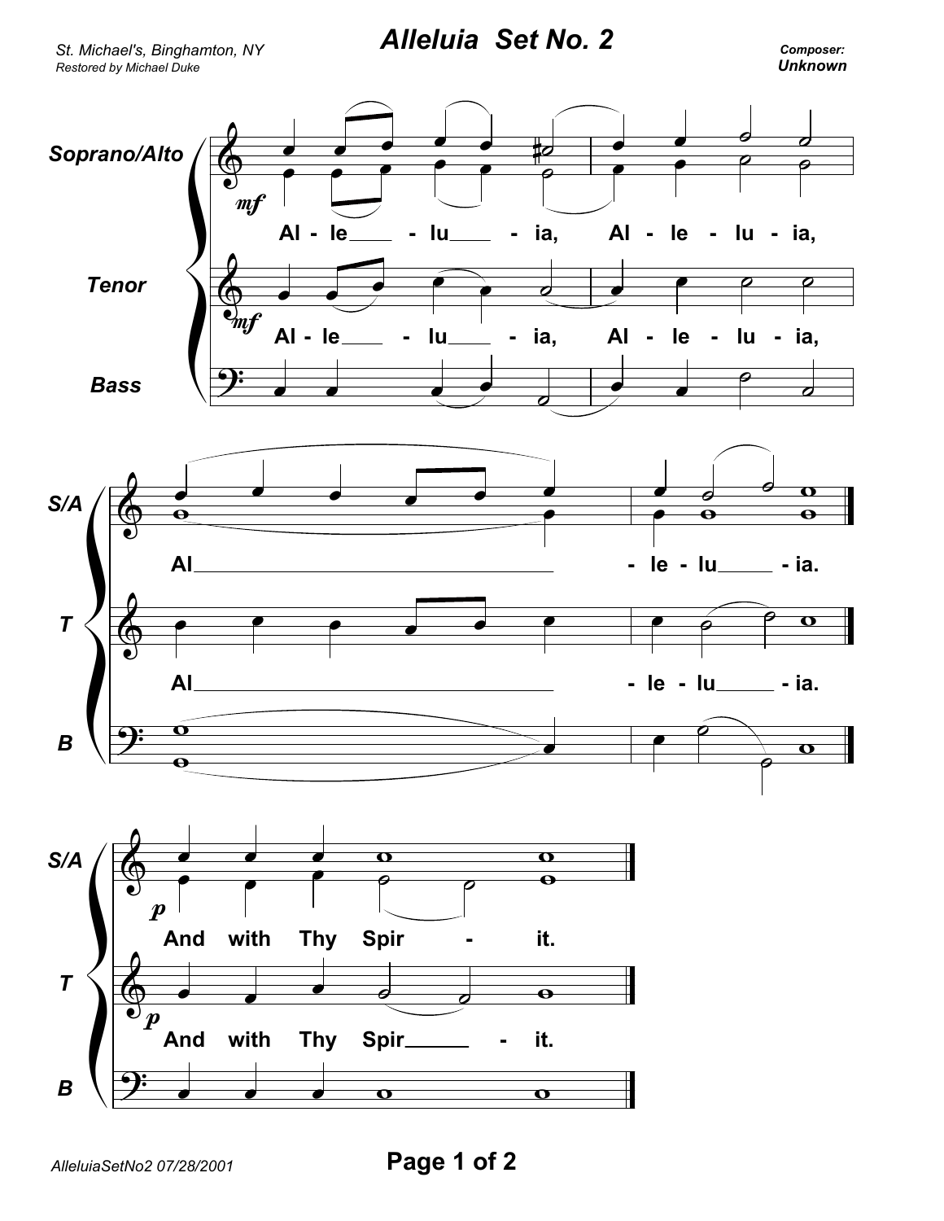St. Michael's, Binghamton, NY
Restored by Michael Duke

# Alleluia Set No. 2

**Composer:**
**Unknown**

Soprano/Alto — *mf* — Al - le - lu - ia, Al - le - lu - ia,

Tenor — *mf* — Al - le - lu - ia, Al - le - lu - ia,

Bass

S/A — Al - le - lu - ia.

T — Al - le - lu - ia.

B

S/A — *p* — And with Thy Spir - it.

T — *p* — And with Thy Spir - it.

B

AlleluiaSetNo2 07/28/2001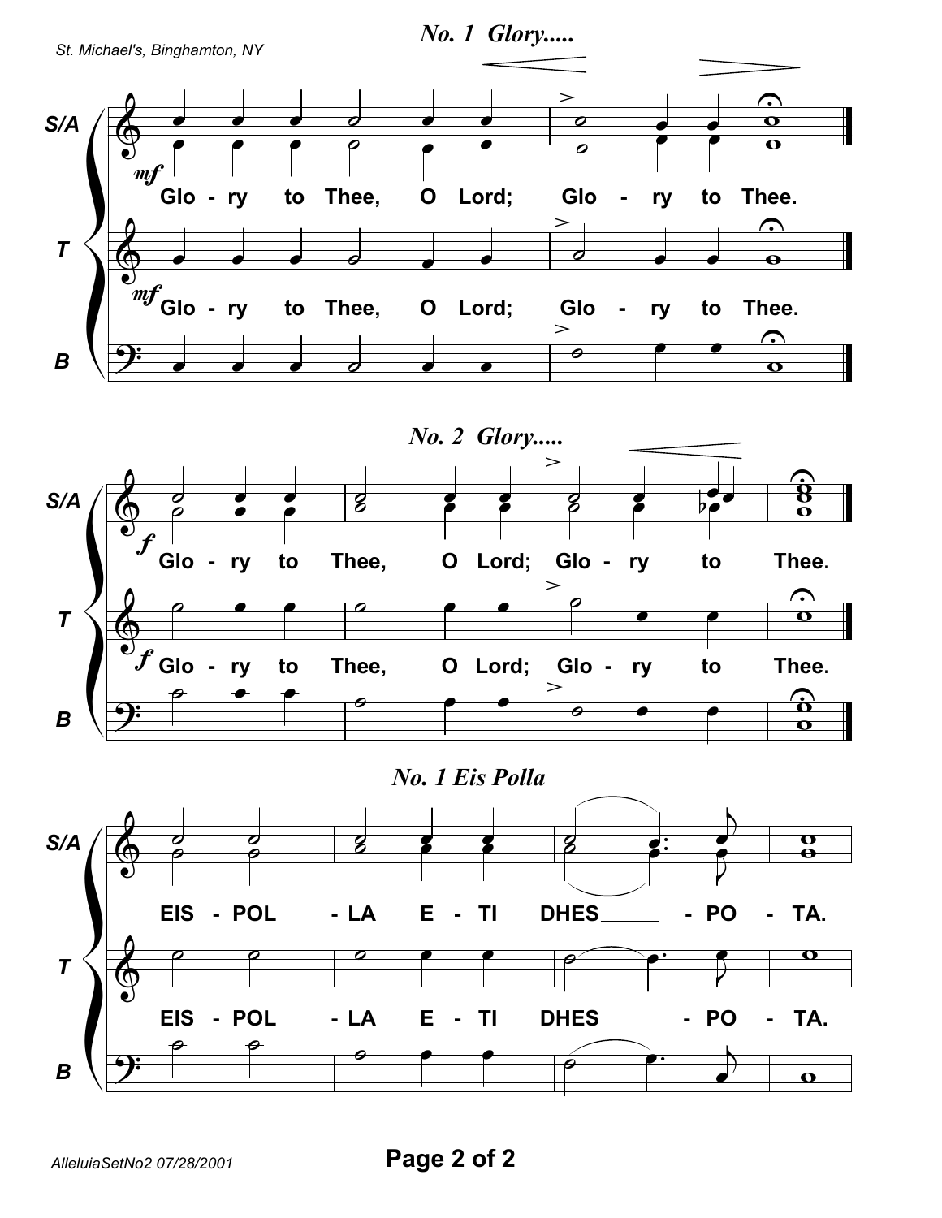St. Michael's, Binghamton, NY

## No. 1 Glory.....

S/A

*mf*

Glo - ry to Thee, O Lord; Glo - ry to Thee.

T

*mf*

Glo - ry to Thee, O Lord; Glo - ry to Thee.

B

## No. 2 Glory.....

S/A

*f*

Glo - ry to Thee, O Lord; Glo - ry to Thee.

T

*f*

Glo - ry to Thee, O Lord; Glo - ry to Thee.

B

## No. 1 Eis Polla

S/A

EIS - POL - LA E - TI DHES_____ - PO - TA.

T

EIS - POL - LA E - TI DHES_____ - PO - TA.

B

AlleluiaSetNo2 07/28/2001